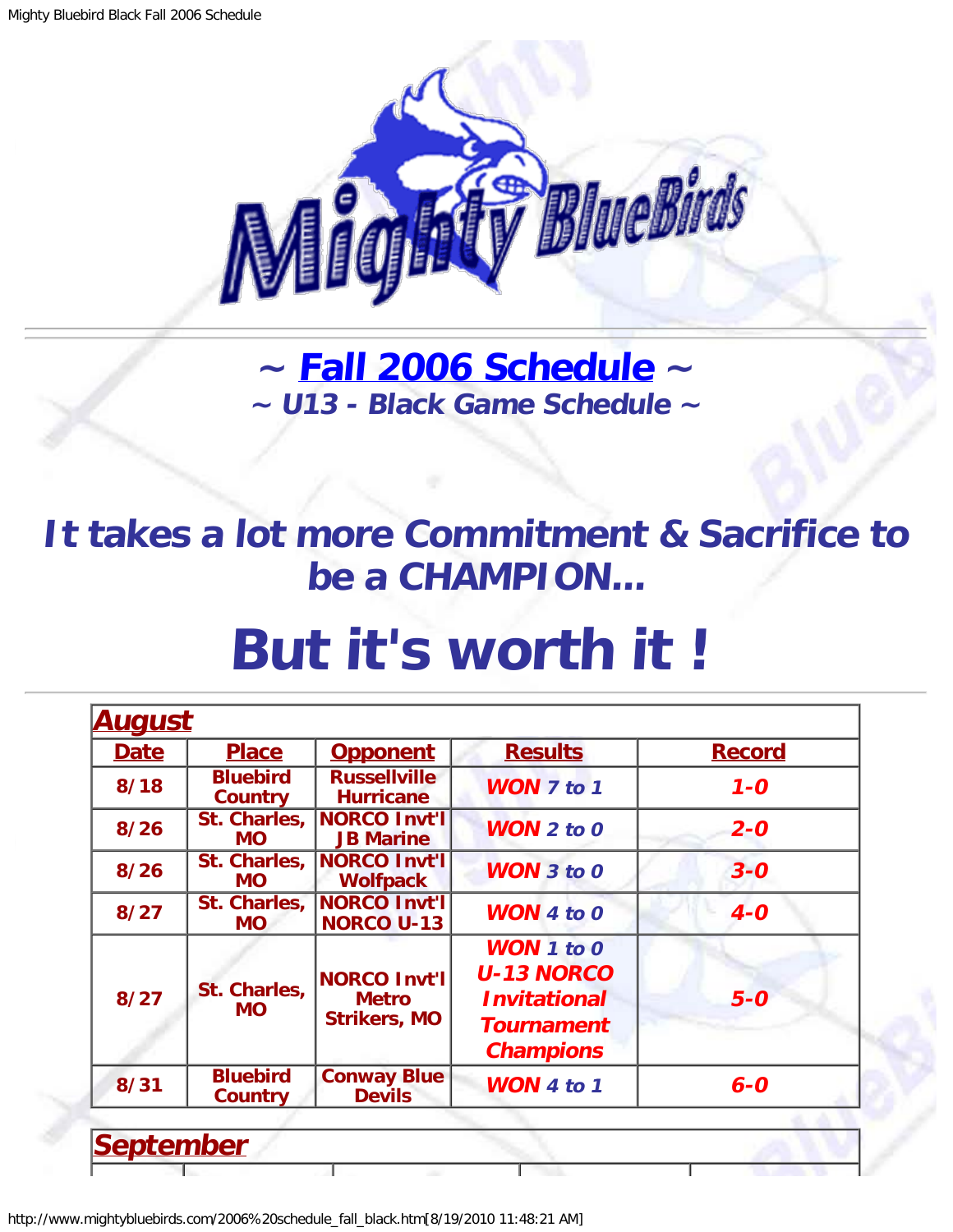## ~ Fall 2006 Schedule ~

### ~ U13 - Black Game Schedule ~

## It takes a lot more Commitment & Sacrifice to be a CHAMPION...

# But it's worth it !

| **August** | | | | |
|---|---|---|---|---|
| **Date** | **Place** | **Opponent** | **Results** | **Record** |
| 8/18 | Bluebird Country | Russellville Hurricane | **WON** 7 to 1 | 1-0 |
| 8/26 | St. Charles, MO | NORCO Invt'l JB Marine | **WON** 2 to 0 | 2-0 |
| 8/26 | St. Charles, MO | NORCO Invt'l Wolfpack | **WON** 3 to 0 | 3-0 |
| 8/27 | St. Charles, MO | NORCO Invt'l NORCO U-13 | **WON** 4 to 0 | 4-0 |
| 8/27 | St. Charles, MO | NORCO Invt'l Metro Strikers, MO | **WON** 1 to 0 U-13 NORCO Invitational Tournament Champions | 5-0 |
| 8/31 | Bluebird Country | Conway Blue Devils | **WON** 4 to 1 | 6-0 |

**September**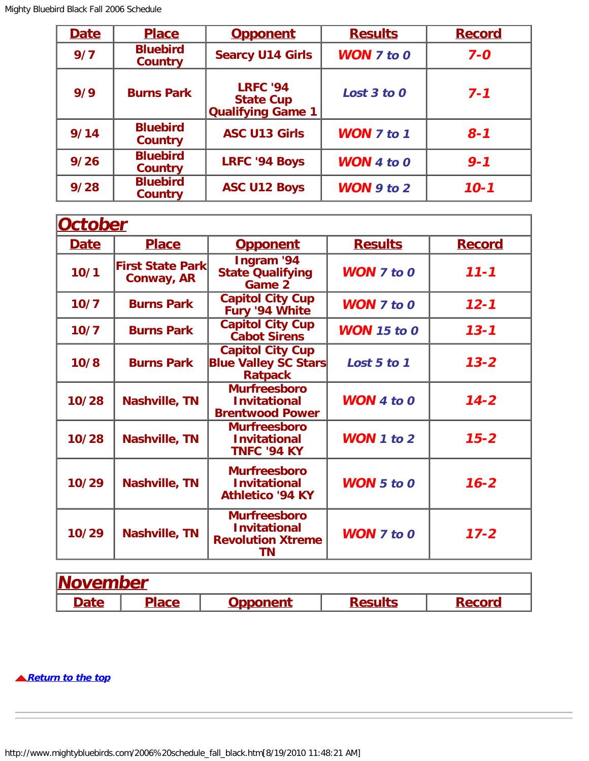| Date | Place | Opponent | Results | Record |
|---|---|---|---|---|
| 9/7 | Bluebird Country | Searcy U14 Girls | WON 7 to 0 | 7-0 |
| 9/9 | Burns Park | LRFC '94 State Cup Qualifying Game 1 | Lost 3 to 0 | 7-1 |
| 9/14 | Bluebird Country | ASC U13 Girls | WON 7 to 1 | 8-1 |
| 9/26 | Bluebird Country | LRFC '94 Boys | WON 4 to 0 | 9-1 |
| 9/28 | Bluebird Country | ASC U12 Boys | WON 9 to 2 | 10-1 |

## October

| Date | Place | Opponent | Results | Record |
|---|---|---|---|---|
| 10/1 | First State Park Conway, AR | Ingram '94 State Qualifying Game 2 | WON 7 to 0 | 11-1 |
| 10/7 | Burns Park | Capitol City Cup Fury '94 White | WON 7 to 0 | 12-1 |
| 10/7 | Burns Park | Capitol City Cup Cabot Sirens | WON 15 to 0 | 13-1 |
| 10/8 | Burns Park | Capitol City Cup Blue Valley SC Stars Ratpack | Lost 5 to 1 | 13-2 |
| 10/28 | Nashville, TN | Murfreesboro Invitational Brentwood Power | WON 4 to 0 | 14-2 |
| 10/28 | Nashville, TN | Murfreesboro Invitational TNFC '94 KY | WON 1 to 2 | 15-2 |
| 10/29 | Nashville, TN | Murfreesboro Invitational Athletico '94 KY | WON 5 to 0 | 16-2 |
| 10/29 | Nashville, TN | Murfreesboro Invitational Revolution Xtreme TN | WON 7 to 0 | 17-2 |

## November

| Date | Place | Opponent | Results | Record |
|---|---|---|---|---|

Return to the top